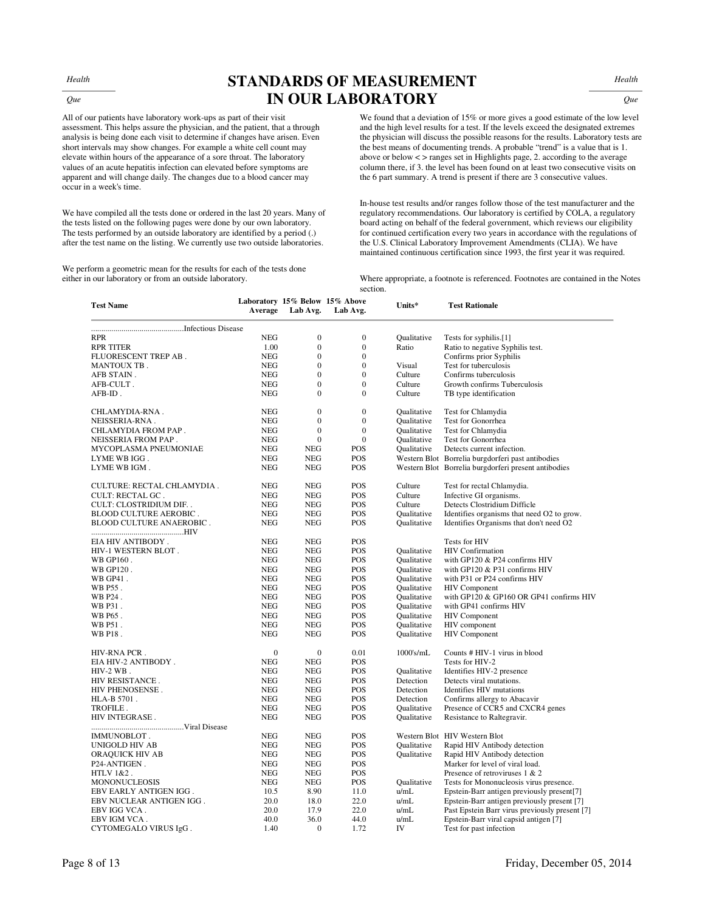# STANDARDS OF MEASUREMENT IN OUR LABORATORY

All of our patients have laboratory work-ups as part of their visit assessment. This helps assure the physician, and the patient, that a through analysis is being done each visit to determine if changes have arisen. Even short intervals may show changes. For example a white cell count may elevate within hours of the appearance of a sore throat. The laboratory values of an acute hepatitis infection can elevated before symptoms are apparent and will change daily. The changes due to a blood cancer may occur in a week's time.

We have compiled all the tests done or ordered in the last 20 years. Many of the tests listed on the following pages were done by our own laboratory. The tests performed by an outside laboratory are identified by a period (.) after the test name on the listing. We currently use two outside laboratories.

We perform a geometric mean for the results for each of the tests done either in our laboratory or from an outside laboratory.

We found that a deviation of 15% or more gives a good estimate of the low level and the high level results for a test. If the levels exceed the designated extremes the physician will discuss the possible reasons for the results. Laboratory tests are the best means of documenting trends. A probable "trend" is a value that is 1. above or below < > ranges set in Highlights page, 2. according to the average column there, if 3. the level has been found on at least two consecutive visits on the 6 part summary. A trend is present if there are 3 consecutive values.

In-house test results and/or ranges follow those of the test manufacturer and the regulatory recommendations. Our laboratory is certified by COLA, a regulatory board acting on behalf of the federal government, which reviews our eligibility for continued certification every two years in accordance with the regulations of the U.S. Clinical Laboratory Improvement Amendments (CLIA). We have maintained continuous certification since 1993, the first year it was required.

Where appropriate, a footnote is referenced. Footnotes are contained in the Notes section.

| Test Name | Laboratory Average | 15% Below Lab Avg. | 15% Above Lab Avg. | Units* | Test Rationale |
|---|---|---|---|---|---|
| ..............................................Infectious Disease | | | | | |
| RPR | NEG | 0 | 0 | Qualitative | Tests for syphilis.[1] |
| RPR TITER | 1.00 | 0 | 0 | Ratio | Ratio to negative Syphilis test. |
| FLUORESCENT TREP AB . | NEG | 0 | 0 | | Confirms prior Syphilis |
| MANTOUX TB . | NEG | 0 | 0 | Visual | Test for tuberculosis |
| AFB STAIN . | NEG | 0 | 0 | Culture | Confirms tuberculosis |
| AFB-CULT . | NEG | 0 | 0 | Culture | Growth confirms Tuberculosis |
| AFB-ID . | NEG | 0 | 0 | Culture | TB type identification |
| CHLAMYDIA-RNA . | NEG | 0 | 0 | Qualitative | Test for Chlamydia |
| NEISSERIA-RNA . | NEG | 0 | 0 | Qualitative | Test for Gonorrhea |
| CHLAMYDIA FROM PAP . | NEG | 0 | 0 | Qualitative | Test for Chlamydia |
| NEISSERIA FROM PAP . | NEG | 0 | 0 | Qualitative | Test for Gonorrhea |
| MYCOPLASMA PNEUMONIAE | NEG | NEG | POS | Qualitative | Detects current infection. |
| LYME WB IGG . | NEG | NEG | POS | Western Blot | Borrelia burgdorferi past antibodies |
| LYME WB IGM . | NEG | NEG | POS | Western Blot | Borrelia burgdorferi present antibodies |
| CULTURE: RECTAL CHLAMYDIA . | NEG | NEG | POS | Culture | Test for rectal Chlamydia. |
| CULT: RECTAL GC . | NEG | NEG | POS | Culture | Infective GI organisms. |
| CULT: CLOSTRIDIUM DIF. . | NEG | NEG | POS | Culture | Detects Clostridium Difficle |
| BLOOD CULTURE AEROBIC . | NEG | NEG | POS | Qualitative | Identifies organisms that need O2 to grow. |
| BLOOD CULTURE ANAEROBIC . | NEG | NEG | POS | Qualitative | Identifies Organisms that don't need O2 |
| ..............................................HIV | | | | | |
| EIA HIV ANTIBODY . | NEG | NEG | POS | | Tests for HIV |
| HIV-1 WESTERN BLOT . | NEG | NEG | POS | Qualitative | HIV Confirmation |
| WB GP160 . | NEG | NEG | POS | Qualitative | with GP120 & P24 confirms HIV |
| WB GP120 . | NEG | NEG | POS | Qualitative | with GP120 & P31 confirms HIV |
| WB GP41 . | NEG | NEG | POS | Qualitative | with P31 or P24 confirms HIV |
| WB P55 . | NEG | NEG | POS | Qualitative | HIV Component |
| WB P24 . | NEG | NEG | POS | Qualitative | with GP120 & GP160 OR GP41 confirms HIV |
| WB P31 . | NEG | NEG | POS | Qualitative | with GP41 confirms HIV |
| WB P65 . | NEG | NEG | POS | Qualitative | HIV Component |
| WB P51 . | NEG | NEG | POS | Qualitative | HIV component |
| WB P18 . | NEG | NEG | POS | Qualitative | HIV Component |
| HIV-RNA PCR . | 0 | 0 | 0.01 | 1000's/mL | Counts # HIV-1 virus in blood |
| EIA HIV-2 ANTIBODY . | NEG | NEG | POS | | Tests for HIV-2 |
| HIV-2 WB . | NEG | NEG | POS | Qualitative | Identifies HIV-2 presence |
| HIV RESISTANCE . | NEG | NEG | POS | Detection | Detects viral mutations. |
| HIV PHENOSENSE . | NEG | NEG | POS | Detection | Identifies HIV mutations |
| HLA-B 5701 . | NEG | NEG | POS | Detection | Confirms allergy to Abacavir |
| TROFILE . | NEG | NEG | POS | Qualitative | Presence of CCR5 and CXCR4 genes |
| HIV INTEGRASE . | NEG | NEG | POS | Qualitative | Resistance to Raltegravir. |
| ..............................................Viral Disease | | | | | |
| IMMUNOBLOT . | NEG | NEG | POS | Western Blot | HIV Western Blot |
| UNIGOLD HIV AB | NEG | NEG | POS | Qualitative | Rapid HIV Antibody detection |
| ORAQUICK HIV AB | NEG | NEG | POS | Qualitative | Rapid HIV Antibody detection |
| P24-ANTIGEN . | NEG | NEG | POS | | Marker for level of viral load. |
| HTLV 1&2 . | NEG | NEG | POS | | Presence of retroviruses 1 & 2 |
| MONONUCLEOSIS | NEG | NEG | POS | Qualitative | Tests for Mononucleosis virus presence. |
| EBV EARLY ANTIGEN IGG . | 10.5 | 8.90 | 11.0 | u/mL | Epstein-Barr antigen previously present[7] |
| EBV NUCLEAR ANTIGEN IGG . | 20.0 | 18.0 | 22.0 | u/mL | Epstein-Barr antigen previously present[7] |
| EBV IGG VCA . | 20.0 | 17.9 | 22.0 | u/mL | Past Epstein Barr virus previously present [7] |
| EBV IGM VCA . | 40.0 | 36.0 | 44.0 | u/mL | Epstein-Barr viral capsid antigen [7] |
| CYTOMEGALO VIRUS IgG . | 1.40 | 0 | 1.72 | IV | Test for past infection |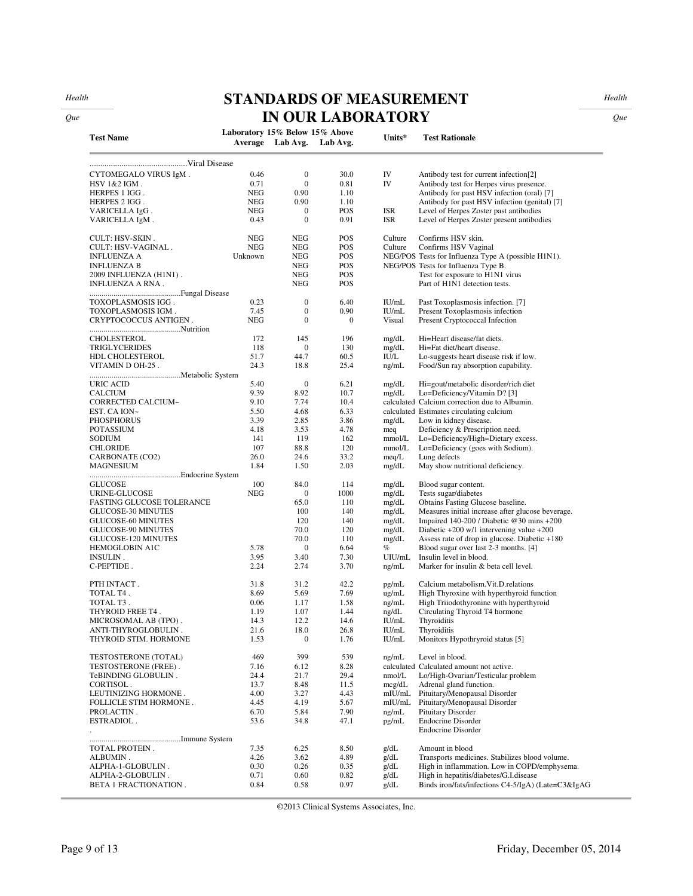# STANDARDS OF MEASUREMENT IN OUR LABORATORY

| Test Name | Laboratory Average | 15% Below Lab Avg. | 15% Above Lab Avg. | Units* | Test Rationale |
|---|---|---|---|---|---|
| ..............................................Viral Disease | | | | | |
| CYTOMEGALO VIRUS IgM . | 0.46 | 0 | 30.0 | IV | Antibody test for current infection[2] |
| HSV 1&2 IGM . | 0.71 | 0 | 0.81 | IV | Antibody test for Herpes virus presence. |
| HERPES 1 IGG . | NEG | 0.90 | 1.10 | | Antibody for past HSV infection (oral) [7] |
| HERPES 2 IGG . | NEG | 0.90 | 1.10 | | Antibody for past HSV infection (genital) [7] |
| VARICELLA IgG . | NEG | 0 | POS | ISR | Level of Herpes Zoster past antibodies |
| VARICELLA IgM . | 0.43 | 0 | 0.91 | ISR | Level of Herpes Zoster present antibodies |
| CULT: HSV-SKIN . | NEG | NEG | POS | Culture | Confirms HSV skin. |
| CULT: HSV-VAGINAL . | NEG | NEG | POS | Culture | Confirms HSV Vaginal |
| INFLUENZA A | Unknown | NEG | POS | NEG/POS | Tests for Influenza Type A (possible H1N1). |
| INFLUENZA B | | NEG | POS | NEG/POS | Tests for Influenza Type B. |
| 2009 INFLUENZA (H1N1) . | | NEG | POS | | Test for exposure to H1N1 virus |
| INFLUENZA A RNA . | | NEG | POS | | Part of H1N1 detection tests. |
| ..............................................Fungal Disease | | | | | |
| TOXOPLASMOSIS IGG . | 0.23 | 0 | 6.40 | IU/mL | Past Toxoplasmosis infection. [7] |
| TOXOPLASMOSIS IGM . | 7.45 | 0 | 0.90 | IU/mL | Present Toxoplasmosis infection |
| CRYPTOCOCCUS ANTIGEN . | NEG | 0 | 0 | Visual | Present Cryptococcal Infection |
| ..............................................Nutrition | | | | | |
| CHOLESTEROL | 172 | 145 | 196 | mg/dL | Hi=Heart disease/fat diets. |
| TRIGLYCERIDES | 118 | 0 | 130 | mg/dL | Hi=Fat diet/heart disease. |
| HDL CHOLESTEROL | 51.7 | 44.7 | 60.5 | IU/L | Lo-suggests heart disease risk if low. |
| VITAMIN D OH-25 . | 24.3 | 18.8 | 25.4 | ng/mL | Food/Sun ray absorption capability. |
| ..............................................Metabolic System | | | | | |
| URIC ACID | 5.40 | 0 | 6.21 | mg/dL | Hi=gout/metabolic disorder/rich diet |
| CALCIUM | 9.39 | 8.92 | 10.7 | mg/dL | Lo=Deficiency/Vitamin D? [3] |
| CORRECTED CALCIUM~ | 9.10 | 7.74 | 10.4 | calculated | Calcium correction due to Albumin. |
| EST. CA ION~ | 5.50 | 4.68 | 6.33 | calculated | Estimates circulating calcium |
| PHOSPHORUS | 3.39 | 2.85 | 3.86 | mg/dL | Low in kidney disease. |
| POTASSIUM | 4.18 | 3.53 | 4.78 | meq | Deficiency & Prescription need. |
| SODIUM | 141 | 119 | 162 | mmol/L | Lo=Deficiency/High=Dietary excess. |
| CHLORIDE | 107 | 88.8 | 120 | mmol/L | Lo=Deficiency (goes with Sodium). |
| CARBONATE (CO2) | 26.0 | 24.6 | 33.2 | meq/L | Lung defects |
| MAGNESIUM | 1.84 | 1.50 | 2.03 | mg/dL | May show nutritional deficiency. |
| ..............................................Endocrine System | | | | | |
| GLUCOSE | 100 | 84.0 | 114 | mg/dL | Blood sugar content. |
| URINE-GLUCOSE | NEG | 0 | 1000 | mg/dL | Tests sugar/diabetes |
| FASTING GLUCOSE TOLERANCE | | 65.0 | 110 | mg/dL | Obtains Fasting Glucose baseline. |
| GLUCOSE-30 MINUTES | | 100 | 140 | mg/dL | Measures initial increase after glucose beverage. |
| GLUCOSE-60 MINUTES | | 120 | 140 | mg/dL | Impaired 140-200 / Diabetic @30 mins +200 |
| GLUCOSE-90 MINUTES | | 70.0 | 120 | mg/dL | Diabetic +200 w/1 intervening value +200 |
| GLUCOSE-120 MINUTES | | 70.0 | 110 | mg/dL | Assess rate of drop in glucose. Diabetic +180 |
| HEMOGLOBIN A1C | 5.78 | 0 | 6.64 | % | Blood sugar over last 2-3 months. [4] |
| INSULIN . | 3.95 | 3.40 | 7.30 | UIU/mL | Insulin level in blood. |
| C-PEPTIDE . | 2.24 | 2.74 | 3.70 | ng/mL | Marker for insulin & beta cell level. |
| PTH INTACT . | 31.8 | 31.2 | 42.2 | pg/mL | Calcium metabolism.Vit.D.relations |
| TOTAL T4 . | 8.69 | 5.69 | 7.69 | ug/mL | High Thyroxine with hyperthyroid function |
| TOTAL T3 . | 0.06 | 1.17 | 1.58 | ng/mL | High Triiodothyronine with hyperthyroid |
| THYROID FREE T4 . | 1.19 | 1.07 | 1.44 | ng/dL | Circulating Thyroid T4 hormone |
| MICROSOMAL AB (TPO) . | 14.3 | 12.2 | 14.6 | IU/mL | Thyroiditis |
| ANTI-THYROGLOBULIN . | 21.6 | 18.0 | 26.8 | IU/mL | Thyroiditis |
| THYROID STIM. HORMONE | 1.53 | 0 | 1.76 | IU/mL | Monitors Hypothryroid status [5] |
| TESTOSTERONE (TOTAL) | 469 | 399 | 539 | ng/mL | Level in blood. |
| TESTOSTERONE (FREE) . | 7.16 | 6.12 | 8.28 | calculated | Calculated amount not active. |
| TeBINDING GLOBULIN . | 24.4 | 21.7 | 29.4 | nmol/L | Lo/High-Ovarian/Testicular problem |
| CORTISOL . | 13.7 | 8.48 | 11.5 | mcg/dL | Adrenal gland function. |
| LEUTINIZING HORMONE . | 4.00 | 3.27 | 4.43 | mIU/mL | Pituitary/Menopausal Disorder |
| FOLLICLE STIM HORMONE . | 4.45 | 4.19 | 5.67 | mIU/mL | Pituitary/Menopausal Disorder |
| PROLACTIN . | 6.70 | 5.84 | 7.90 | ng/mL | Pituitary Disorder |
| ESTRADIOL . | 53.6 | 34.8 | 47.1 | pg/mL | Endocrine Disorder |
| . | | | | | Endocrine Disorder |
| ..............................................Immune System | | | | | |
| TOTAL PROTEIN . | 7.35 | 6.25 | 8.50 | g/dL | Amount in blood |
| ALBUMIN . | 4.26 | 3.62 | 4.89 | g/dL | Transports medicines. Stabilizes blood volume. |
| ALPHA-1-GLOBULIN . | 0.30 | 0.26 | 0.35 | g/dL | High in inflammation. Low in COPD/emphysema. |
| ALPHA-2-GLOBULIN . | 0.71 | 0.60 | 0.82 | g/dL | High in hepatitis/diabetes/G.I.disease |
| BETA 1 FRACTIONATION . | 0.84 | 0.58 | 0.97 | g/dL | Binds iron/fats/infections C4-5/IgA) (Late=C3&IgAG |

©2013 Clinical Systems Associates, Inc.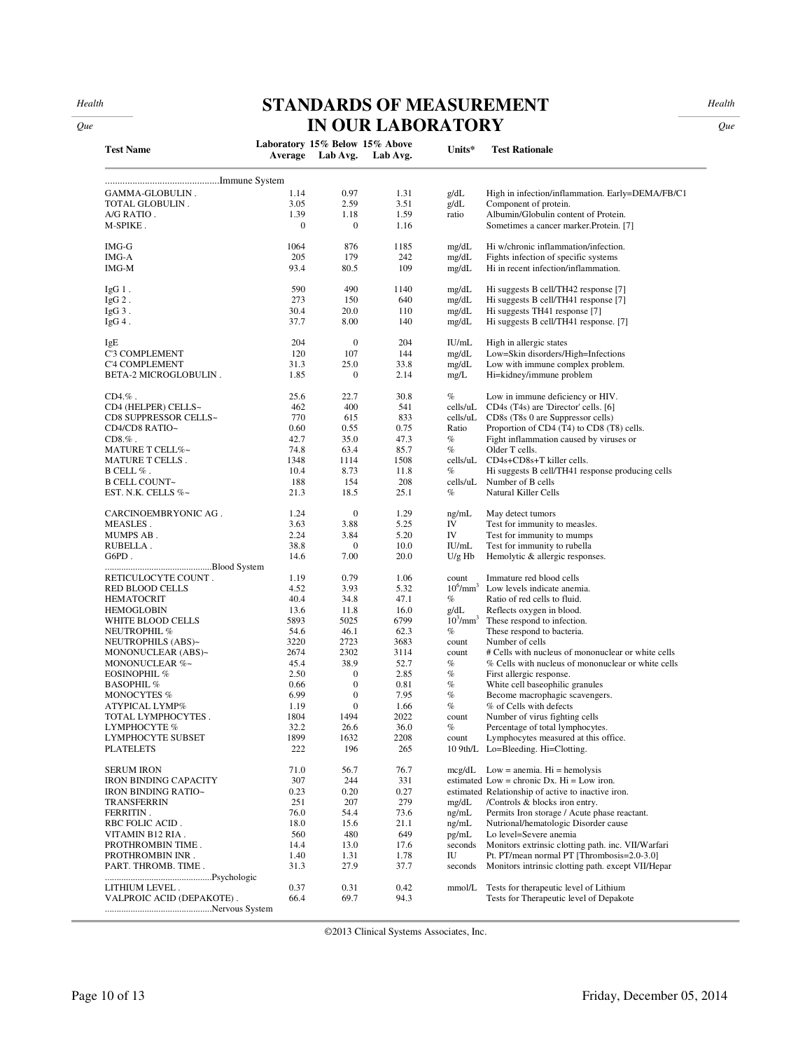# STANDARDS OF MEASUREMENT IN OUR LABORATORY

| Test Name | Laboratory Average | 15% Below Lab Avg. | 15% Above Lab Avg. | Units* | Test Rationale |
|---|---|---|---|---|---|
| ..............................................Immune System | | | | | |
| GAMMA-GLOBULIN . | 1.14 | 0.97 | 1.31 | g/dL | High in infection/inflammation. Early=DEMA/FB/C1 |
| TOTAL GLOBULIN . | 3.05 | 2.59 | 3.51 | g/dL | Component of protein. |
| A/G RATIO . | 1.39 | 1.18 | 1.59 | ratio | Albumin/Globulin content of Protein. |
| M-SPIKE . | 0 | 0 | 1.16 | | Sometimes a cancer marker.Protein. [7] |
| IMG-G | 1064 | 876 | 1185 | mg/dL | Hi w/chronic inflammation/infection. |
| IMG-A | 205 | 179 | 242 | mg/dL | Fights infection of specific systems |
| IMG-M | 93.4 | 80.5 | 109 | mg/dL | Hi in recent infection/inflammation. |
| IgG 1 . | 590 | 490 | 1140 | mg/dL | Hi suggests B cell/TH42 response [7] |
| IgG 2 . | 273 | 150 | 640 | mg/dL | Hi suggests B cell/TH41 response [7] |
| IgG 3 . | 30.4 | 20.0 | 110 | mg/dL | Hi suggests TH41 response [7] |
| IgG 4 . | 37.7 | 8.00 | 140 | mg/dL | Hi suggests B cell/TH41 response. [7] |
| IgE | 204 | 0 | 204 | IU/mL | High in allergic states |
| C'3 COMPLEMENT | 120 | 107 | 144 | mg/dL | Low=Skin disorders/High=Infections |
| C'4 COMPLEMENT | 31.3 | 25.0 | 33.8 | mg/dL | Low with immune complex problem. |
| BETA-2 MICROGLOBULIN . | 1.85 | 0 | 2.14 | mg/L | Hi=kidney/immune problem |
| CD4.% . | 25.6 | 22.7 | 30.8 | % | Low in immune deficiency or HIV. |
| CD4 (HELPER) CELLS~ | 462 | 400 | 541 | cells/uL | CD4s (T4s) are 'Director' cells. [6] |
| CD8 SUPPRESSOR CELLS~ | 770 | 615 | 833 | cells/uL | CD8s (T8s 0 are Suppressor cells) |
| CD4/CD8 RATIO~ | 0.60 | 0.55 | 0.75 | Ratio | Proportion of CD4 (T4) to CD8 (T8) cells. |
| CD8.% . | 42.7 | 35.0 | 47.3 | % | Fight inflammation caused by viruses or |
| MATURE T CELL%~ | 74.8 | 63.4 | 85.7 | % | Older T cells. |
| MATURE T CELLS . | 1348 | 1114 | 1508 | cells/uL | CD4s+CD8s+T killer cells. |
| B CELL % . | 10.4 | 8.73 | 11.8 | % | Hi suggests B cell/TH41 response producing cells |
| B CELL COUNT~ | 188 | 154 | 208 | cells/uL | Number of B cells |
| EST. N.K. CELLS %~ | 21.3 | 18.5 | 25.1 | % | Natural Killer Cells |
| CARCINOEMBRYONIC AG . | 1.24 | 0 | 1.29 | ng/mL | May detect tumors |
| MEASLES . | 3.63 | 3.88 | 5.25 | IV | Test for immunity to measles. |
| MUMPS AB . | 2.24 | 3.84 | 5.20 | IV | Test for immunity to mumps |
| RUBELLA . | 38.8 | 0 | 10.0 | IU/mL | Test for immunity to rubella |
| G6PD . | 14.6 | 7.00 | 20.0 | U/g Hb | Hemolytic & allergic responses. |
| ..............................................Blood System | | | | | |
| RETICULOCYTE COUNT . | 1.19 | 0.79 | 1.06 | count | Immature red blood cells |
| RED BLOOD CELLS | 4.52 | 3.93 | 5.32 | $10^6$/mm$^3$ | Low levels indicate anemia. |
| HEMATOCRIT | 40.4 | 34.8 | 47.1 | % | Ratio of red cells to fluid. |
| HEMOGLOBIN | 13.6 | 11.8 | 16.0 | g/dL | Reflects oxygen in blood. |
| WHITE BLOOD CELLS | 5893 | 5025 | 6799 | $10^3$/mm$^3$ | These respond to infection. |
| NEUTROPHIL % | 54.6 | 46.1 | 62.3 | % | These respond to bacteria. |
| NEUTROPHILS (ABS)~ | 3220 | 2723 | 3683 | count | Number of cells |
| MONONUCLEAR (ABS)~ | 2674 | 2302 | 3114 | count | # Cells with nucleus of mononuclear or white cells |
| MONONUCLEAR %~ | 45.4 | 38.9 | 52.7 | % | % Cells with nucleus of mononuclear or white cells |
| EOSINOPHIL % | 2.50 | 0 | 2.85 | % | First allergic response. |
| BASOPHIL % | 0.66 | 0 | 0.81 | % | White cell baseophilic granules |
| MONOCYTES % | 6.99 | 0 | 7.95 | % | Become macrophagic scavengers. |
| ATYPICAL LYMP% | 1.19 | 0 | 1.66 | % | % of Cells with defects |
| TOTAL LYMPHOCYTES . | 1804 | 1494 | 2022 | count | Number of virus fighting cells |
| LYMPHOCYTE % | 32.2 | 26.6 | 36.0 | % | Percentage of total lymphocytes. |
| LYMPHOCYTE SUBSET | 1899 | 1632 | 2208 | count | Lymphocytes measured at this office. |
| PLATELETS | 222 | 196 | 265 | 10 9th/L | Lo=Bleeding. Hi=Clotting. |
| SERUM IRON | 71.0 | 56.7 | 76.7 | mcg/dL | Low = anemia. Hi = hemolysis |
| IRON BINDING CAPACITY | 307 | 244 | 331 | estimated | Low = chronic Dx. Hi = Low iron. |
| IRON BINDING RATIO~ | 0.23 | 0.20 | 0.27 | estimated | Relationship of active to inactive iron. |
| TRANSFERRIN | 251 | 207 | 279 | mg/dL | /Controls & blocks iron entry. |
| FERRITIN . | 76.0 | 54.4 | 73.6 | ng/mL | Permits Iron storage / Acute phase reactant. |
| RBC FOLIC ACID . | 18.0 | 15.6 | 21.1 | ng/mL | Nutrional/hematologic Disorder cause |
| VITAMIN B12 RIA . | 560 | 480 | 649 | pg/mL | Lo level=Severe anemia |
| PROTHROMBIN TIME . | 14.4 | 13.0 | 17.6 | seconds | Monitors extrinsic clotting path. inc. VII/Warfari |
| PROTHROMBIN INR . | 1.40 | 1.31 | 1.78 | IU | Pt. PT/mean normal PT [Thrombosis=2.0-3.0] |
| PART. THROMB. TIME . | 31.3 | 27.9 | 37.7 | seconds | Monitors intrinsic clotting path. except VII/Hepar |
| ..............................................Psychologic | | | | | |
| LITHIUM LEVEL . | 0.37 | 0.31 | 0.42 | mmol/L | Tests for therapeutic level of Lithium |
| VALPROIC ACID (DEPAKOTE) . | 66.4 | 69.7 | 94.3 | | Tests for Therapeutic level of Depakote |
| ..............................................Nervous System | | | | | |

©2013 Clinical Systems Associates, Inc.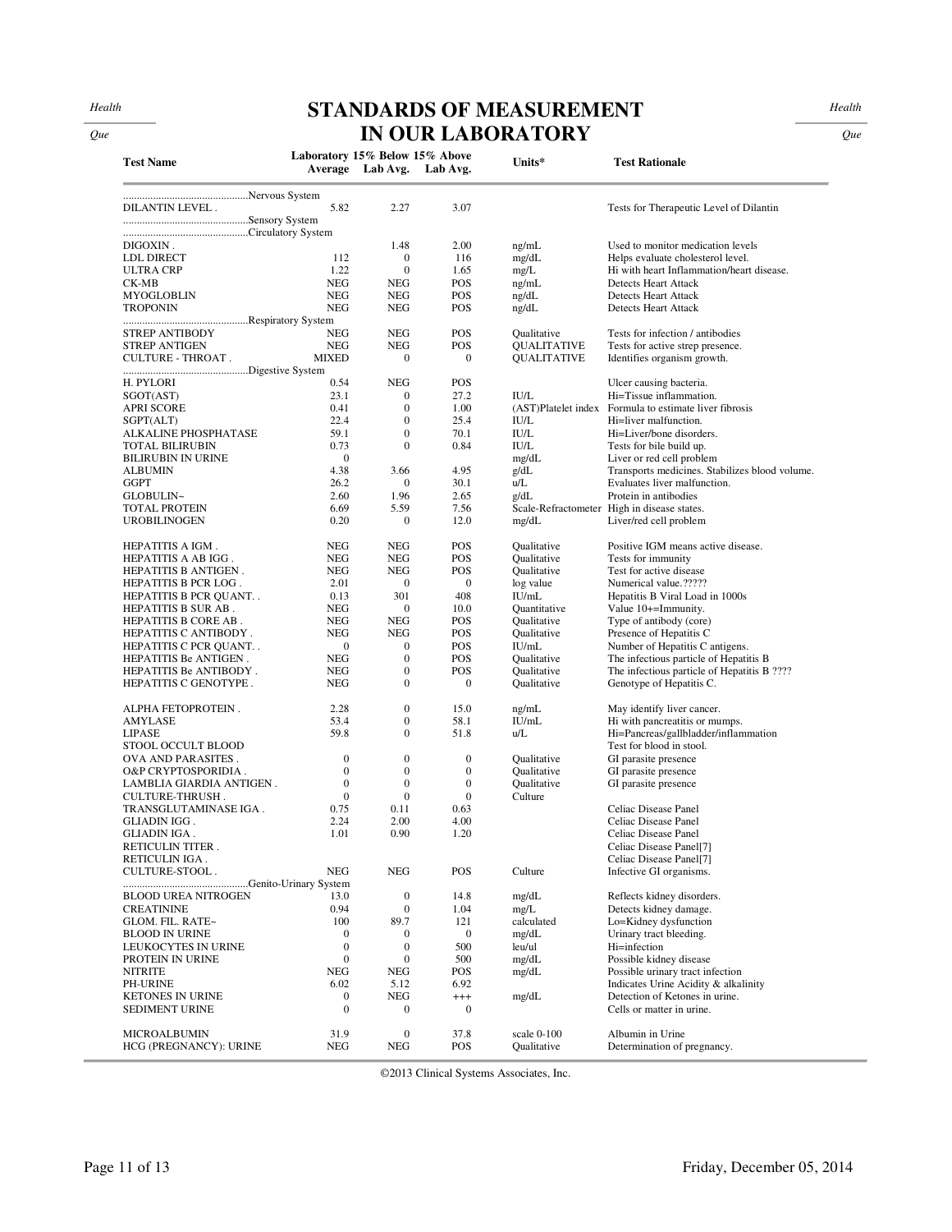# STANDARDS OF MEASUREMENT IN OUR LABORATORY

| Test Name | Laboratory Average | 15% Below Lab Avg. | 15% Above Lab Avg. | Units* | Test Rationale |
|---|---|---|---|---|---|
| ..............................................Nervous System | | | | | |
| DILANTIN LEVEL . | 5.82 | 2.27 | 3.07 | | Tests for Therapeutic Level of Dilantin |
| ..............................................Sensory System | | | | | |
| ..............................................Circulatory System | | | | | |
| DIGOXIN . | | 1.48 | 2.00 | ng/mL | Used to monitor medication levels |
| LDL DIRECT | 112 | 0 | 116 | mg/dL | Helps evaluate cholesterol level. |
| ULTRA CRP | 1.22 | 0 | 1.65 | mg/L | Hi with heart Inflammation/heart disease. |
| CK-MB | NEG | NEG | POS | ng/mL | Detects Heart Attack |
| MYOGLOBLIN | NEG | NEG | POS | ng/dL | Detects Heart Attack |
| TROPONIN | NEG | NEG | POS | ng/dL | Detects Heart Attack |
| ..............................................Respiratory System | | | | | |
| STREP ANTIBODY | NEG | NEG | POS | Qualitative | Tests for infection / antibodies |
| STREP ANTIGEN | NEG | NEG | POS | QUALITATIVE | Tests for active strep presence. |
| CULTURE - THROAT . | MIXED | 0 | 0 | QUALITATIVE | Identifies organism growth. |
| ..............................................Digestive System | | | | | |
| H. PYLORI | 0.54 | NEG | POS | | Ulcer causing bacteria. |
| SGOT(AST) | 23.1 | 0 | 27.2 | IU/L | Hi=Tissue inflammation. |
| APRI SCORE | 0.41 | 0 | 1.00 | (AST)Platelet index | Formula to estimate liver fibrosis |
| SGPT(ALT) | 22.4 | 0 | 25.4 | IU/L | Hi=liver malfunction. |
| ALKALINE PHOSPHATASE | 59.1 | 0 | 70.1 | IU/L | Hi=Liver/bone disorders. |
| TOTAL BILIRUBIN | 0.73 | 0 | 0.84 | IU/L | Tests for bile build up. |
| BILIRUBIN IN URINE | 0 | | | mg/dL | Liver or red cell problem |
| ALBUMIN | 4.38 | 3.66 | 4.95 | g/dL | Transports medicines. Stabilizes blood volume. |
| GGPT | 26.2 | 0 | 30.1 | u/L | Evaluates liver malfunction. |
| GLOBULIN~ | 2.60 | 1.96 | 2.65 | g/dL | Protein in antibodies |
| TOTAL PROTEIN | 6.69 | 5.59 | 7.56 | Scale-Refractometer | High in disease states. |
| UROBILINOGEN | 0.20 | 0 | 12.0 | mg/dL | Liver/red cell problem |
| HEPATITIS A IGM . | NEG | NEG | POS | Qualitative | Positive IGM means active disease. |
| HEPATITIS A AB IGG . | NEG | NEG | POS | Qualitative | Tests for immunity |
| HEPATITIS B ANTIGEN . | NEG | NEG | POS | Qualitative | Test for active disease |
| HEPATITIS B PCR LOG . | 2.01 | 0 | 0 | log value | Numerical value.????? |
| HEPATITIS B PCR QUANT. . | 0.13 | 301 | 408 | IU/mL | Hepatitis B Viral Load in 1000s |
| HEPATITIS B SUR AB . | NEG | 0 | 10.0 | Quantitative | Value 10+=Immunity. |
| HEPATITIS B CORE AB . | NEG | NEG | POS | Qualitative | Type of antibody (core) |
| HEPATITIS C ANTIBODY . | NEG | NEG | POS | Qualitative | Presence of Hepatitis C |
| HEPATITIS C PCR QUANT. . | 0 | 0 | POS | IU/mL | Number of Hepatitis C antigens. |
| HEPATITIS Be ANTIGEN . | NEG | 0 | POS | Qualitative | The infectious particle of Hepatitis B |
| HEPATITIS Be ANTIBODY . | NEG | 0 | POS | Qualitative | The infectious particle of Hepatitis B ???? |
| HEPATITIS C GENOTYPE . | NEG | 0 | 0 | Qualitative | Genotype of Hepatitis C. |
| ALPHA FETOPROTEIN . | 2.28 | 0 | 15.0 | ng/mL | May identify liver cancer. |
| AMYLASE | 53.4 | 0 | 58.1 | IU/mL | Hi with pancreatitis or mumps. |
| LIPASE | 59.8 | 0 | 51.8 | u/L | Hi=Pancreas/gallbladder/inflammation |
| STOOL OCCULT BLOOD | | | | | Test for blood in stool. |
| OVA AND PARASITES . | 0 | 0 | 0 | Qualitative | GI parasite presence |
| O&P CRYPTOSPORIDIA . | 0 | 0 | 0 | Qualitative | GI parasite presence |
| LAMBLIA GIARDIA ANTIGEN . | 0 | 0 | 0 | Qualitative | GI parasite presence |
| CULTURE-THRUSH . | 0 | 0 | 0 | Culture | |
| TRANSGLUTAMINASE IGA . | 0.75 | 0.11 | 0.63 | | Celiac Disease Panel |
| GLIADIN IGG . | 2.24 | 2.00 | 4.00 | | Celiac Disease Panel |
| GLIADIN IGA . | 1.01 | 0.90 | 1.20 | | Celiac Disease Panel |
| RETICULIN TITER . | | | | | Celiac Disease Panel[7] |
| RETICULIN IGA . | | | | | Celiac Disease Panel[7] |
| CULTURE-STOOL . | NEG | NEG | POS | Culture | Infective GI organisms. |
| ..............................................Genito-Urinary System | | | | | |
| BLOOD UREA NITROGEN | 13.0 | 0 | 14.8 | mg/dL | Reflects kidney disorders. |
| CREATININE | 0.94 | 0 | 1.04 | mg/L | Detects kidney damage. |
| GLOM. FIL. RATE~ | 100 | 89.7 | 121 | calculated | Lo=Kidney dysfunction |
| BLOOD IN URINE | 0 | 0 | 0 | mg/dL | Urinary tract bleeding. |
| LEUKOCYTES IN URINE | 0 | 0 | 500 | leu/ul | Hi=infection |
| PROTEIN IN URINE | 0 | 0 | 500 | mg/dL | Possible kidney disease |
| NITRITE | NEG | NEG | POS | mg/dL | Possible urinary tract infection |
| PH-URINE | 6.02 | 5.12 | 6.92 | | Indicates Urine Acidity & alkalinity |
| KETONES IN URINE | 0 | NEG | +++ | mg/dL | Detection of Ketones in urine. |
| SEDIMENT URINE | 0 | 0 | 0 | | Cells or matter in urine. |
| MICROALBUMIN | 31.9 | 0 | 37.8 | scale 0-100 | Albumin in Urine |
| HCG (PREGNANCY): URINE | NEG | NEG | POS | Qualitative | Determination of pregnancy. |

©2013 Clinical Systems Associates, Inc.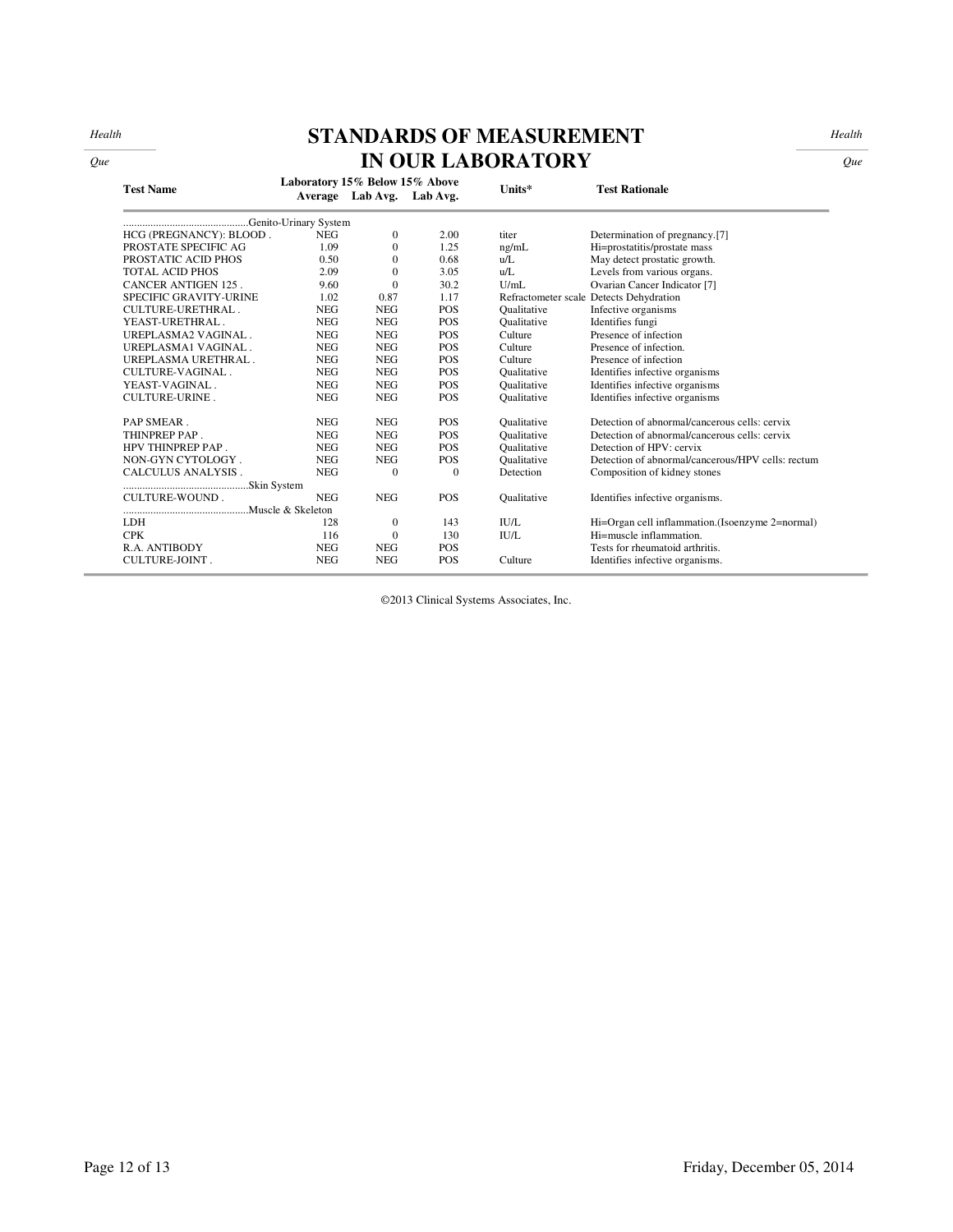# STANDARDS OF MEASUREMENT IN OUR LABORATORY

| Test Name | Laboratory Average | 15% Below Lab Avg. | 15% Above Lab Avg. | Units* | Test Rationale |
|---|---|---|---|---|---|
| ..........................................Genito-Urinary System | | | | | |
| HCG (PREGNANCY): BLOOD . | NEG | 0 | 2.00 | titer | Determination of pregnancy.[7] |
| PROSTATE SPECIFIC AG | 1.09 | 0 | 1.25 | ng/mL | Hi=prostatitis/prostate mass |
| PROSTATIC ACID PHOS | 0.50 | 0 | 0.68 | u/L | May detect prostatic growth. |
| TOTAL ACID PHOS | 2.09 | 0 | 3.05 | u/L | Levels from various organs. |
| CANCER ANTIGEN 125 . | 9.60 | 0 | 30.2 | U/mL | Ovarian Cancer Indicator [7] |
| SPECIFIC GRAVITY-URINE | 1.02 | 0.87 | 1.17 | Refractometer scale | Detects Dehydration |
| CULTURE-URETHRAL . | NEG | NEG | POS | Qualitative | Infective organisms |
| YEAST-URETHRAL . | NEG | NEG | POS | Qualitative | Identifies fungi |
| UREPLASMA2 VAGINAL . | NEG | NEG | POS | Culture | Presence of infection |
| UREPLASMA1 VAGINAL . | NEG | NEG | POS | Culture | Presence of infection. |
| UREPLASMA URETHRAL . | NEG | NEG | POS | Culture | Presence of infection |
| CULTURE-VAGINAL . | NEG | NEG | POS | Qualitative | Identifies infective organisms |
| YEAST-VAGINAL . | NEG | NEG | POS | Qualitative | Identifies infective organisms |
| CULTURE-URINE . | NEG | NEG | POS | Qualitative | Identifies infective organisms |
| PAP SMEAR . | NEG | NEG | POS | Qualitative | Detection of abnormal/cancerous cells: cervix |
| THINPREP PAP . | NEG | NEG | POS | Qualitative | Detection of abnormal/cancerous cells: cervix |
| HPV THINPREP PAP . | NEG | NEG | POS | Qualitative | Detection of HPV: cervix |
| NON-GYN CYTOLOGY . | NEG | NEG | POS | Qualitative | Detection of abnormal/cancerous/HPV cells: rectum |
| CALCULUS ANALYSIS . | NEG | 0 | 0 | Detection | Composition of kidney stones |
| ..........................................Skin System | | | | | |
| CULTURE-WOUND . | NEG | NEG | POS | Qualitative | Identifies infective organisms. |
| ..........................................Muscle & Skeleton | | | | | |
| LDH | 128 | 0 | 143 | IU/L | Hi=Organ cell inflammation.(Isoenzyme 2=normal) |
| CPK | 116 | 0 | 130 | IU/L | Hi=muscle inflammation. |
| R.A. ANTIBODY | NEG | NEG | POS | | Tests for rheumatoid arthritis. |
| CULTURE-JOINT . | NEG | NEG | POS | Culture | Identifies infective organisms. |

©2013 Clinical Systems Associates, Inc.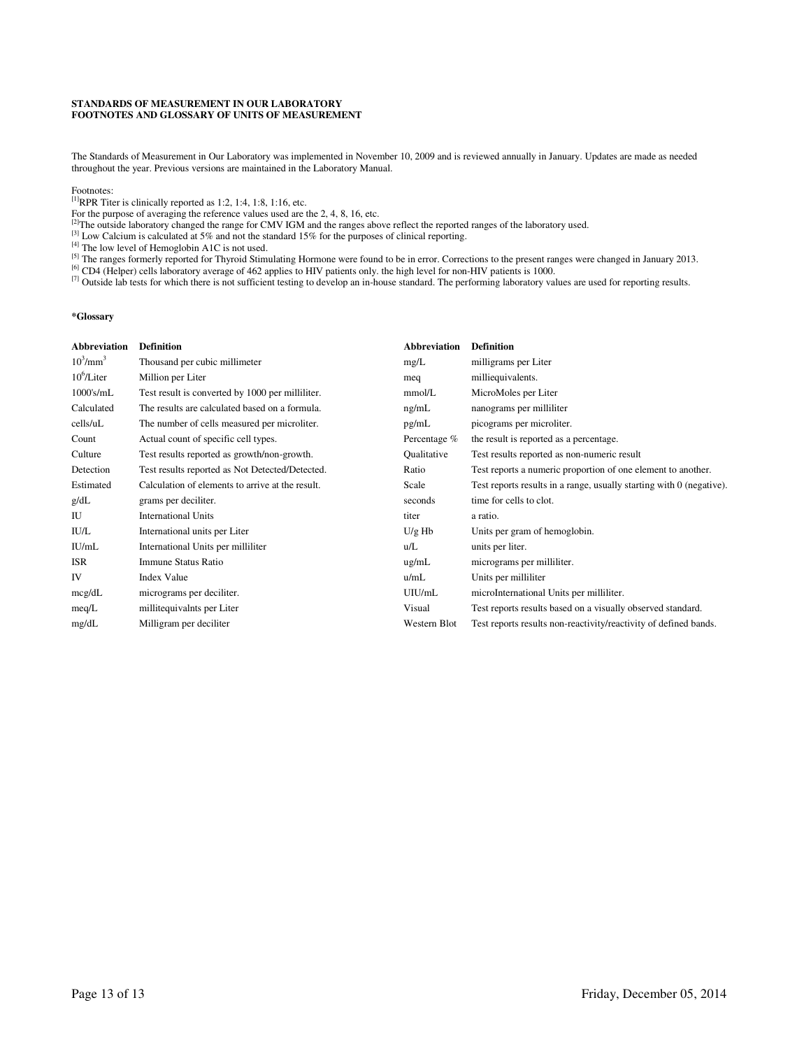**STANDARDS OF MEASUREMENT IN OUR LABORATORY**
**FOOTNOTES AND GLOSSARY OF UNITS OF MEASUREMENT**

The Standards of Measurement in Our Laboratory was implemented in November 10, 2009 and is reviewed annually in January. Updates are made as needed throughout the year. Previous versions are maintained in the Laboratory Manual.

Footnotes:

[1]RPR Titer is clinically reported as 1:2, 1:4, 1:8, 1:16, etc.
For the purpose of averaging the reference values used are the 2, 4, 8, 16, etc.
[2]The outside laboratory changed the range for CMV IGM and the ranges above reflect the reported ranges of the laboratory used.
[3] Low Calcium is calculated at 5% and not the standard 15% for the purposes of clinical reporting.
[4] The low level of Hemoglobin A1C is not used.
[5] The ranges formerly reported for Thyroid Stimulating Hormone were found to be in error. Corrections to the present ranges were changed in January 2013.
[6] CD4 (Helper) cells laboratory average of 462 applies to HIV patients only. the high level for non-HIV patients is 1000.
[7] Outside lab tests for which there is not sufficient testing to develop an in-house standard. The performing laboratory values are used for reporting results.

**\*Glossary**

| Abbreviation | Definition |
|---|---|
| $10^3/mm^3$ | Thousand per cubic millimeter |
| $10^6$/Liter | Million per Liter |
| 1000's/mL | Test result is converted by 1000 per milliliter. |
| Calculated | The results are calculated based on a formula. |
| cells/uL | The number of cells measured per microliter. |
| Count | Actual count of specific cell types. |
| Culture | Test results reported as growth/non-growth. |
| Detection | Test results reported as Not Detected/Detected. |
| Estimated | Calculation of elements to arrive at the result. |
| g/dL | grams per deciliter. |
| IU | International Units |
| IU/L | International units per Liter |
| IU/mL | International Units per milliliter |
| ISR | Immune Status Ratio |
| IV | Index Value |
| mcg/dL | micrograms per deciliter. |
| meq/L | millitequivalnts per Liter |
| mg/dL | Milligram per deciliter |
| mg/L | milligrams per Liter |
| meq | milliequivalents. |
| mmol/L | MicroMoles per Liter |
| ng/mL | nanograms per milliliter |
| pg/mL | picograms per microliter. |
| Percentage % | the result is reported as a percentage. |
| Qualitative | Test results reported as non-numeric result |
| Ratio | Test reports a numeric proportion of one element to another. |
| Scale | Test reports results in a range, usually starting with 0 (negative). |
| seconds | time for cells to clot. |
| titer | a ratio. |
| U/g Hb | Units per gram of hemoglobin. |
| u/L | units per liter. |
| ug/mL | micrograms per milliliter. |
| u/mL | Units per milliliter |
| UIU/mL | microInternational Units per milliliter. |
| Visual | Test reports results based on a visually observed standard. |
| Western Blot | Test reports results non-reactivity/reactivity of defined bands. |